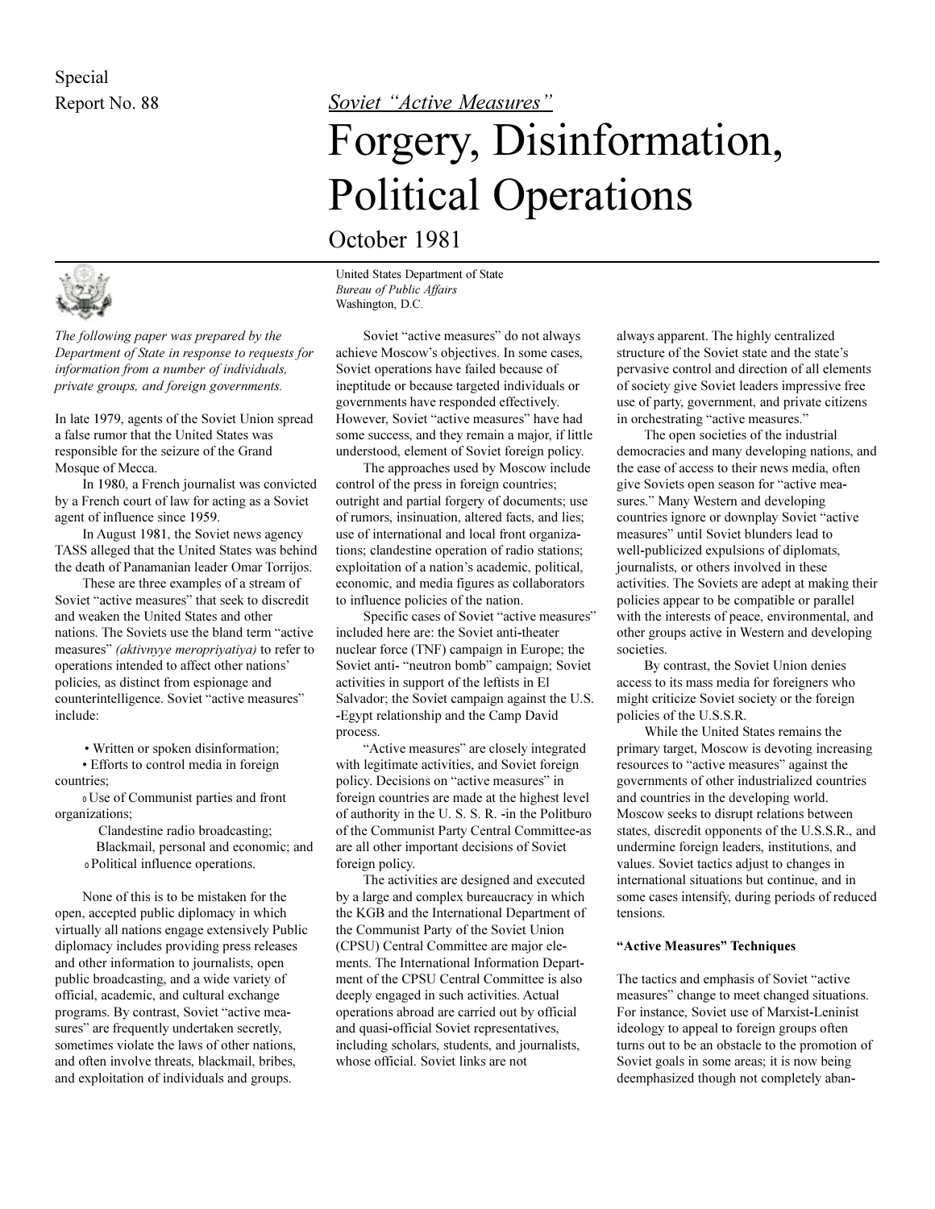Special Report No. 88

*Soviet "Active Measures"*

# Forgery, Disinformation, Political Operations

October 1981

United States Department of State
*Bureau of Public Affairs*
Washington, D.C.

*The following paper was prepared by the Department of State in response to requests for information from a number of individuals, private groups, and foreign governments.*

In late 1979, agents of the Soviet Union spread a false rumor that the United States was responsible for the seizure of the Grand Mosque of Mecca.

In 1980, a French journalist was convicted by a French court of law for acting as a Soviet agent of influence since 1959.

In August 1981, the Soviet news agency TASS alleged that the United States was behind the death of Panamanian leader Omar Torrijos.

These are three examples of a stream of Soviet "active measures" that seek to discredit and weaken the United States and other nations. The Soviets use the bland term "active measures" *(aktivnyye meropriyatiya)* to refer to operations intended to affect other nations' policies, as distinct from espionage and counterintelligence. Soviet "active measures" include:

- Written or spoken disinformation;
- Efforts to control media in foreign countries;
- Use of Communist parties and front organizations;
- Clandestine radio broadcasting;
- Blackmail, personal and economic; and
- Political influence operations.

None of this is to be mistaken for the open, accepted public diplomacy in which virtually all nations engage extensively Public diplomacy includes providing press releases and other information to journalists, open public broadcasting, and a wide variety of official, academic, and cultural exchange programs. By contrast, Soviet "active measures" are frequently undertaken secretly, sometimes violate the laws of other nations, and often involve threats, blackmail, bribes, and exploitation of individuals and groups.

Soviet "active measures" do not always achieve Moscow's objectives. In some cases, Soviet operations have failed because of ineptitude or because targeted individuals or governments have responded effectively. However, Soviet "active measures" have had some success, and they remain a major, if little understood, element of Soviet foreign policy.

The approaches used by Moscow include control of the press in foreign countries; outright and partial forgery of documents; use of rumors, insinuation, altered facts, and lies; use of international and local front organizations; clandestine operation of radio stations; exploitation of a nation's academic, political, economic, and media figures as collaborators to influence policies of the nation.

Specific cases of Soviet "active measures" included here are: the Soviet anti-theater nuclear force (TNF) campaign in Europe; the Soviet anti- "neutron bomb" campaign; Soviet activities in support of the leftists in El Salvador; the Soviet campaign against the U.S. -Egypt relationship and the Camp David process.

"Active measures" are closely integrated with legitimate activities, and Soviet foreign policy. Decisions on "active measures" in foreign countries are made at the highest level of authority in the U. S. S. R. -in the Politburo of the Communist Party Central Committee-as are all other important decisions of Soviet foreign policy.

The activities are designed and executed by a large and complex bureaucracy in which the KGB and the International Department of the Communist Party of the Soviet Union (CPSU) Central Committee are major elements. The International Information Department of the CPSU Central Committee is also deeply engaged in such activities. Actual operations abroad are carried out by official and quasi-official Soviet representatives, including scholars, students, and journalists, whose official. Soviet links are not always apparent. The highly centralized structure of the Soviet state and the state's pervasive control and direction of all elements of society give Soviet leaders impressive free use of party, government, and private citizens in orchestrating "active measures."

The open societies of the industrial democracies and many developing nations, and the ease of access to their news media, often give Soviets open season for "active measures." Many Western and developing countries ignore or downplay Soviet "active measures" until Soviet blunders lead to well-publicized expulsions of diplomats, journalists, or others involved in these activities. The Soviets are adept at making their policies appear to be compatible or parallel with the interests of peace, environmental, and other groups active in Western and developing societies.

By contrast, the Soviet Union denies access to its mass media for foreigners who might criticize Soviet society or the foreign policies of the U.S.S.R.

While the United States remains the primary target, Moscow is devoting increasing resources to "active measures" against the governments of other industrialized countries and countries in the developing world. Moscow seeks to disrupt relations between states, discredit opponents of the U.S.S.R., and undermine foreign leaders, institutions, and values. Soviet tactics adjust to changes in international situations but continue, and in some cases intensify, during periods of reduced tensions.

### "Active Measures" Techniques

The tactics and emphasis of Soviet "active measures" change to meet changed situations. For instance, Soviet use of Marxist-Leninist ideology to appeal to foreign groups often turns out to be an obstacle to the promotion of Soviet goals in some areas; it is now being deemphasized though not completely aban-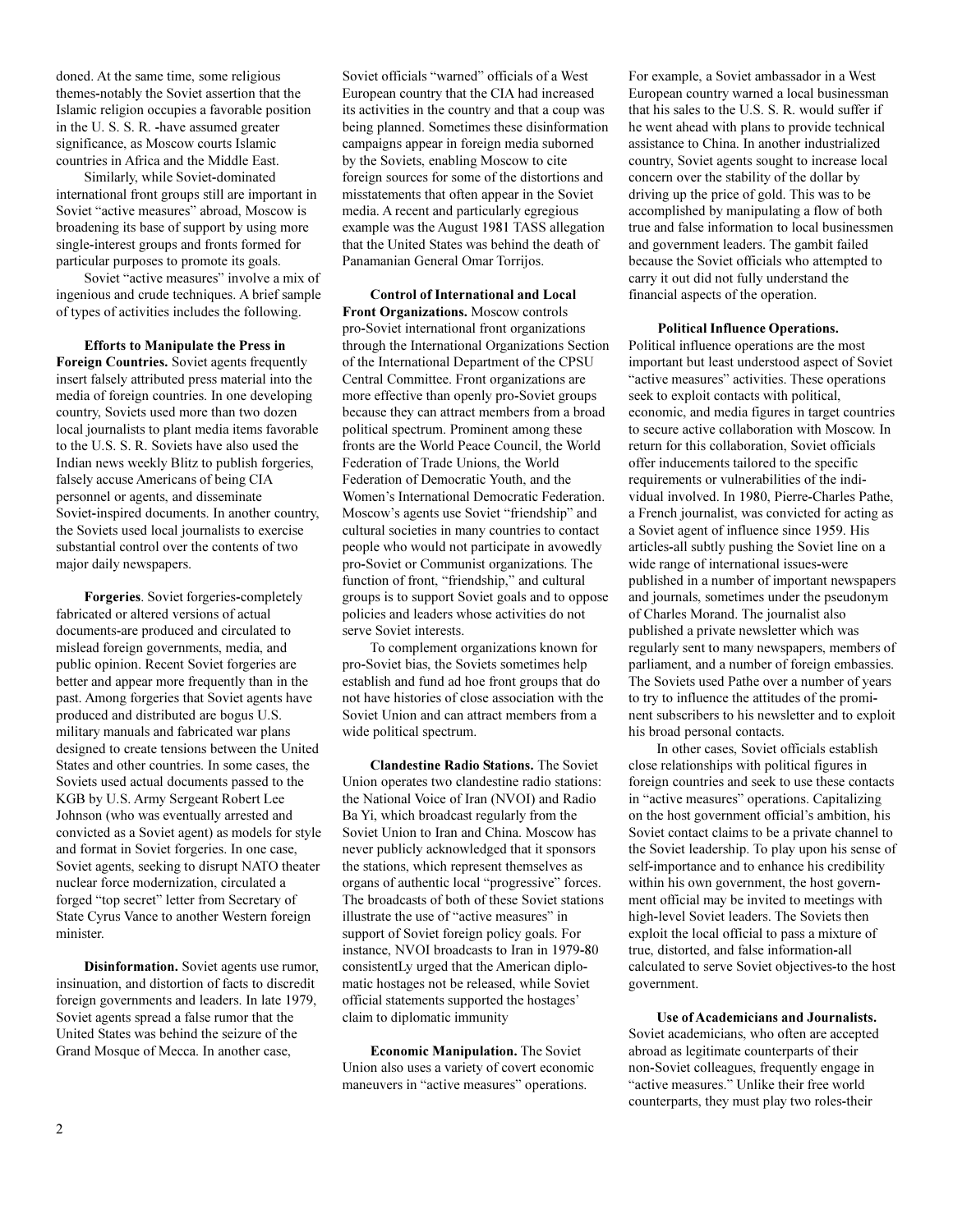doned. At the same time, some religious themes-notably the Soviet assertion that the Islamic religion occupies a favorable position in the U. S. S. R. -have assumed greater significance, as Moscow courts Islamic countries in Africa and the Middle East.

Similarly, while Soviet-dominated international front groups still are important in Soviet "active measures" abroad, Moscow is broadening its base of support by using more single-interest groups and fronts formed for particular purposes to promote its goals.

Soviet "active measures" involve a mix of ingenious and crude techniques. A brief sample of types of activities includes the following.

**Efforts to Manipulate the Press in Foreign Countries.** Soviet agents frequently insert falsely attributed press material into the media of foreign countries. In one developing country, Soviets used more than two dozen local journalists to plant media items favorable to the U.S. S. R. Soviets have also used the Indian news weekly Blitz to publish forgeries, falsely accuse Americans of being CIA personnel or agents, and disseminate Soviet-inspired documents. In another country, the Soviets used local journalists to exercise substantial control over the contents of two major daily newspapers.

**Forgeries**. Soviet forgeries-completely fabricated or altered versions of actual documents-are produced and circulated to mislead foreign governments, media, and public opinion. Recent Soviet forgeries are better and appear more frequently than in the past. Among forgeries that Soviet agents have produced and distributed are bogus U.S. military manuals and fabricated war plans designed to create tensions between the United States and other countries. In some cases, the Soviets used actual documents passed to the KGB by U.S. Army Sergeant Robert Lee Johnson (who was eventually arrested and convicted as a Soviet agent) as models for style and format in Soviet forgeries. In one case, Soviet agents, seeking to disrupt NATO theater nuclear force modernization, circulated a forged "top secret" letter from Secretary of State Cyrus Vance to another Western foreign minister.

**Disinformation.** Soviet agents use rumor, insinuation, and distortion of facts to discredit foreign governments and leaders. In late 1979, Soviet agents spread a false rumor that the United States was behind the seizure of the Grand Mosque of Mecca. In another case, Soviet officials "warned" officials of a West European country that the CIA had increased its activities in the country and that a coup was being planned. Sometimes these disinformation campaigns appear in foreign media suborned by the Soviets, enabling Moscow to cite foreign sources for some of the distortions and misstatements that often appear in the Soviet media. A recent and particularly egregious example was the August 1981 TASS allegation that the United States was behind the death of Panamanian General Omar Torrijos.

**Control of International and Local Front Organizations.** Moscow controls pro-Soviet international front organizations through the International Organizations Section of the International Department of the CPSU Central Committee. Front organizations are more effective than openly pro-Soviet groups because they can attract members from a broad political spectrum. Prominent among these fronts are the World Peace Council, the World Federation of Trade Unions, the World Federation of Democratic Youth, and the Women's International Democratic Federation. Moscow's agents use Soviet "friendship" and cultural societies in many countries to contact people who would not participate in avowedly pro-Soviet or Communist organizations. The function of front, "friendship," and cultural groups is to support Soviet goals and to oppose policies and leaders whose activities do not serve Soviet interests.

To complement organizations known for pro-Soviet bias, the Soviets sometimes help establish and fund ad hoe front groups that do not have histories of close association with the Soviet Union and can attract members from a wide political spectrum.

**Clandestine Radio Stations.** The Soviet Union operates two clandestine radio stations: the National Voice of Iran (NVOI) and Radio Ba Yi, which broadcast regularly from the Soviet Union to Iran and China. Moscow has never publicly acknowledged that it sponsors the stations, which represent themselves as organs of authentic local "progressive" forces. The broadcasts of both of these Soviet stations illustrate the use of "active measures" in support of Soviet foreign policy goals. For instance, NVOI broadcasts to Iran in 1979-80 consistentLy urged that the American diplomatic hostages not be released, while Soviet official statements supported the hostages' claim to diplomatic immunity

**Economic Manipulation.** The Soviet Union also uses a variety of covert economic maneuvers in "active measures" operations. For example, a Soviet ambassador in a West European country warned a local businessman that his sales to the U.S. S. R. would suffer if he went ahead with plans to provide technical assistance to China. In another industrialized country, Soviet agents sought to increase local concern over the stability of the dollar by driving up the price of gold. This was to be accomplished by manipulating a flow of both true and false information to local businessmen and government leaders. The gambit failed because the Soviet officials who attempted to carry it out did not fully understand the financial aspects of the operation.

**Political Influence Operations.** Political influence operations are the most important but least understood aspect of Soviet "active measures" activities. These operations seek to exploit contacts with political, economic, and media figures in target countries to secure active collaboration with Moscow. In return for this collaboration, Soviet officials offer inducements tailored to the specific requirements or vulnerabilities of the individual involved. In 1980, Pierre-Charles Pathe, a French journalist, was convicted for acting as a Soviet agent of influence since 1959. His articles-all subtly pushing the Soviet line on a wide range of international issues-were published in a number of important newspapers and journals, sometimes under the pseudonym of Charles Morand. The journalist also published a private newsletter which was regularly sent to many newspapers, members of parliament, and a number of foreign embassies. The Soviets used Pathe over a number of years to try to influence the attitudes of the prominent subscribers to his newsletter and to exploit his broad personal contacts.

In other cases, Soviet officials establish close relationships with political figures in foreign countries and seek to use these contacts in "active measures" operations. Capitalizing on the host government official's ambition, his Soviet contact claims to be a private channel to the Soviet leadership. To play upon his sense of self-importance and to enhance his credibility within his own government, the host government official may be invited to meetings with high-level Soviet leaders. The Soviets then exploit the local official to pass a mixture of true, distorted, and false information-all calculated to serve Soviet objectives-to the host government.

**Use of Academicians and Journalists.** Soviet academicians, who often are accepted abroad as legitimate counterparts of their non-Soviet colleagues, frequently engage in "active measures." Unlike their free world counterparts, they must play two roles-their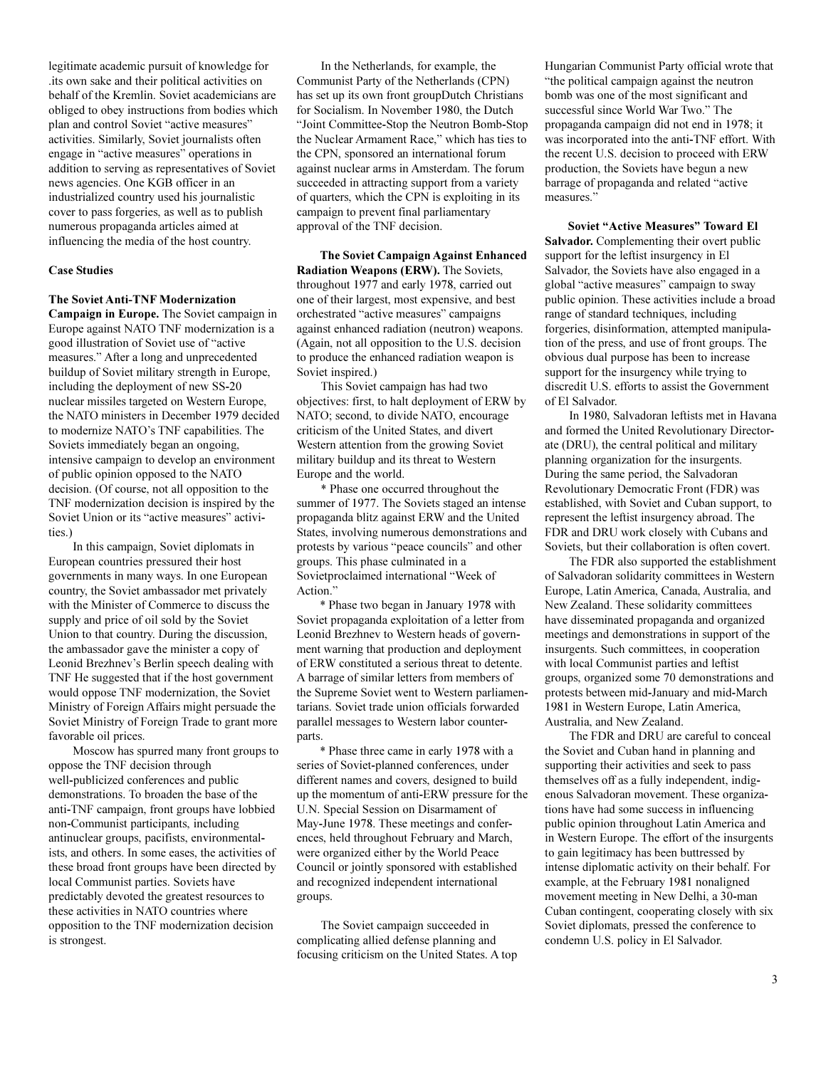legitimate academic pursuit of knowledge for .its own sake and their political activities on behalf of the Kremlin. Soviet academicians are obliged to obey instructions from bodies which plan and control Soviet "active measures" activities. Similarly, Soviet journalists often engage in "active measures" operations in addition to serving as representatives of Soviet news agencies. One KGB officer in an industrialized country used his journalistic cover to pass forgeries, as well as to publish numerous propaganda articles aimed at influencing the media of the host country.

**Case Studies**

**The Soviet Anti-TNF Modernization Campaign in Europe.** The Soviet campaign in Europe against NATO TNF modernization is a good illustration of Soviet use of "active measures." After a long and unprecedented buildup of Soviet military strength in Europe, including the deployment of new SS-20 nuclear missiles targeted on Western Europe, the NATO ministers in December 1979 decided to modernize NATO's TNF capabilities. The Soviets immediately began an ongoing, intensive campaign to develop an environment of public opinion opposed to the NATO decision. (Of course, not all opposition to the TNF modernization decision is inspired by the Soviet Union or its "active measures" activities.)

In this campaign, Soviet diplomats in European countries pressured their host governments in many ways. In one European country, the Soviet ambassador met privately with the Minister of Commerce to discuss the supply and price of oil sold by the Soviet Union to that country. During the discussion, the ambassador gave the minister a copy of Leonid Brezhnev's Berlin speech dealing with TNF He suggested that if the host government would oppose TNF modernization, the Soviet Ministry of Foreign Affairs might persuade the Soviet Ministry of Foreign Trade to grant more favorable oil prices.

Moscow has spurred many front groups to oppose the TNF decision through well-publicized conferences and public demonstrations. To broaden the base of the anti-TNF campaign, front groups have lobbied non-Communist participants, including antinuclear groups, pacifists, environmentalists, and others. In some eases, the activities of these broad front groups have been directed by local Communist parties. Soviets have predictably devoted the greatest resources to these activities in NATO countries where opposition to the TNF modernization decision is strongest.

In the Netherlands, for example, the Communist Party of the Netherlands (CPN) has set up its own front groupDutch Christians for Socialism. In November 1980, the Dutch "Joint Committee-Stop the Neutron Bomb-Stop the Nuclear Armament Race," which has ties to the CPN, sponsored an international forum against nuclear arms in Amsterdam. The forum succeeded in attracting support from a variety of quarters, which the CPN is exploiting in its campaign to prevent final parliamentary approval of the TNF decision.

**The Soviet Campaign Against Enhanced Radiation Weapons (ERW).** The Soviets, throughout 1977 and early 1978, carried out one of their largest, most expensive, and best orchestrated "active measures" campaigns against enhanced radiation (neutron) weapons. (Again, not all opposition to the U.S. decision to produce the enhanced radiation weapon is Soviet inspired.)

This Soviet campaign has had two objectives: first, to halt deployment of ERW by NATO; second, to divide NATO, encourage criticism of the United States, and divert Western attention from the growing Soviet military buildup and its threat to Western Europe and the world.

\* Phase one occurred throughout the summer of 1977. The Soviets staged an intense propaganda blitz against ERW and the United States, involving numerous demonstrations and protests by various "peace councils" and other groups. This phase culminated in a Sovietproclaimed international "Week of Action."

\* Phase two began in January 1978 with Soviet propaganda exploitation of a letter from Leonid Brezhnev to Western heads of government warning that production and deployment of ERW constituted a serious threat to detente. A barrage of similar letters from members of the Supreme Soviet went to Western parliamentarians. Soviet trade union officials forwarded parallel messages to Western labor counterparts.

\* Phase three came in early 1978 with a series of Soviet-planned conferences, under different names and covers, designed to build up the momentum of anti-ERW pressure for the U.N. Special Session on Disarmament of May-June 1978. These meetings and conferences, held throughout February and March, were organized either by the World Peace Council or jointly sponsored with established and recognized independent international groups.

The Soviet campaign succeeded in complicating allied defense planning and focusing criticism on the United States. A top Hungarian Communist Party official wrote that "the political campaign against the neutron bomb was one of the most significant and successful since World War Two." The propaganda campaign did not end in 1978; it was incorporated into the anti-TNF effort. With the recent U.S. decision to proceed with ERW production, the Soviets have begun a new barrage of propaganda and related "active measures."

**Soviet "Active Measures" Toward El Salvador.** Complementing their overt public support for the leftist insurgency in El Salvador, the Soviets have also engaged in a global "active measures" campaign to sway public opinion. These activities include a broad range of standard techniques, including forgeries, disinformation, attempted manipulation of the press, and use of front groups. The obvious dual purpose has been to increase support for the insurgency while trying to discredit U.S. efforts to assist the Government of El Salvador.

In 1980, Salvadoran leftists met in Havana and formed the United Revolutionary Directorate (DRU), the central political and military planning organization for the insurgents. During the same period, the Salvadoran Revolutionary Democratic Front (FDR) was established, with Soviet and Cuban support, to represent the leftist insurgency abroad. The FDR and DRU work closely with Cubans and Soviets, but their collaboration is often covert.

The FDR also supported the establishment of Salvadoran solidarity committees in Western Europe, Latin America, Canada, Australia, and New Zealand. These solidarity committees have disseminated propaganda and organized meetings and demonstrations in support of the insurgents. Such committees, in cooperation with local Communist parties and leftist groups, organized some 70 demonstrations and protests between mid-January and mid-March 1981 in Western Europe, Latin America, Australia, and New Zealand.

The FDR and DRU are careful to conceal the Soviet and Cuban hand in planning and supporting their activities and seek to pass themselves off as a fully independent, indigenous Salvadoran movement. These organizations have had some success in influencing public opinion throughout Latin America and in Western Europe. The effort of the insurgents to gain legitimacy has been buttressed by intense diplomatic activity on their behalf. For example, at the February 1981 nonaligned movement meeting in New Delhi, a 30-man Cuban contingent, cooperating closely with six Soviet diplomats, pressed the conference to condemn U.S. policy in El Salvador.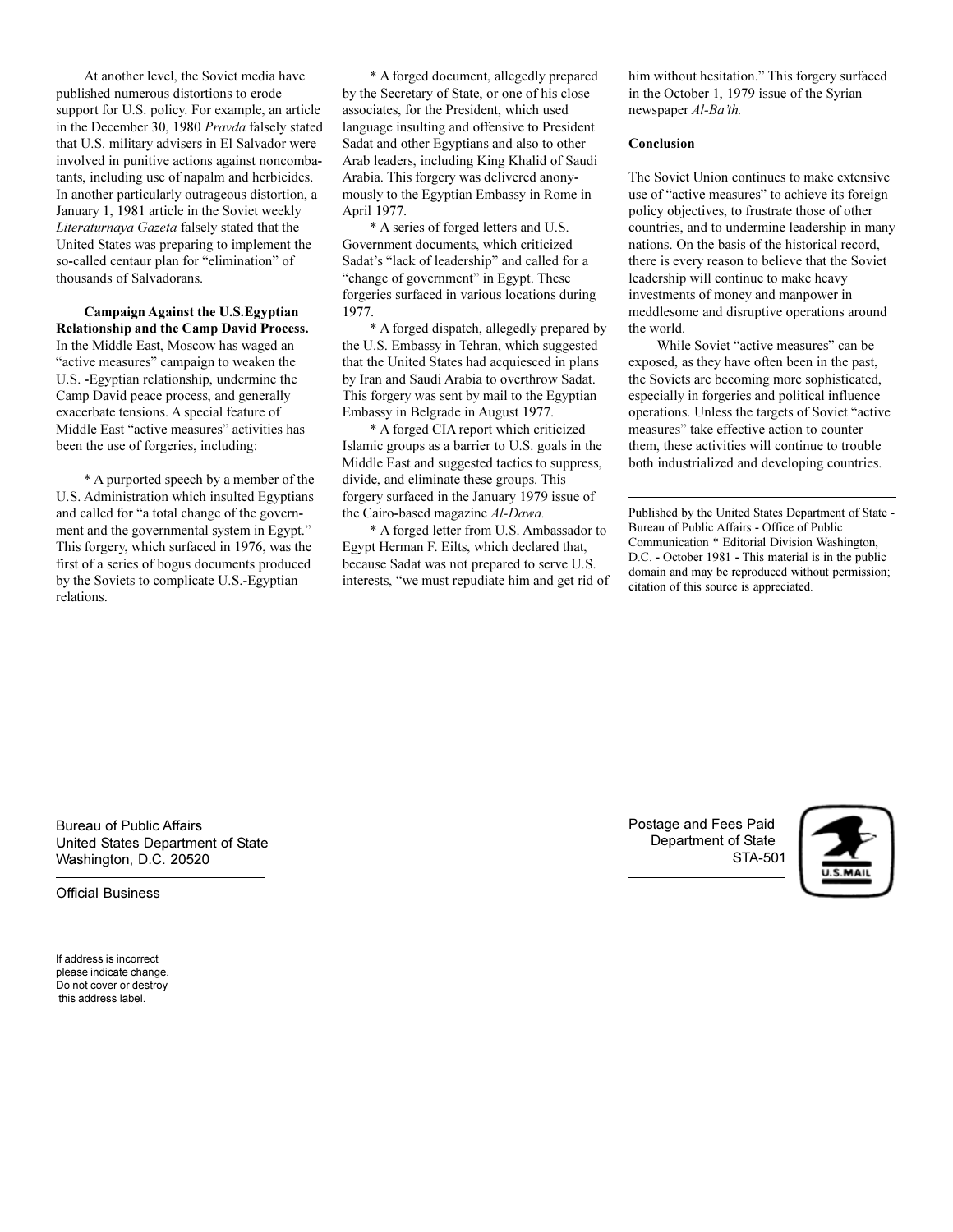At another level, the Soviet media have published numerous distortions to erode support for U.S. policy. For example, an article in the December 30, 1980 *Pravda* falsely stated that U.S. military advisers in El Salvador were involved in punitive actions against noncombatants, including use of napalm and herbicides. In another particularly outrageous distortion, a January 1, 1981 article in the Soviet weekly *Literaturnaya Gazeta* falsely stated that the United States was preparing to implement the so-called centaur plan for "elimination" of thousands of Salvadorans.

**Campaign Against the U.S.Egyptian Relationship and the Camp David Process.** In the Middle East, Moscow has waged an "active measures" campaign to weaken the U.S. -Egyptian relationship, undermine the Camp David peace process, and generally exacerbate tensions. A special feature of Middle East "active measures" activities has been the use of forgeries, including:

* A purported speech by a member of the U.S. Administration which insulted Egyptians and called for "a total change of the government and the governmental system in Egypt." This forgery, which surfaced in 1976, was the first of a series of bogus documents produced by the Soviets to complicate U.S.-Egyptian relations.

* A forged document, allegedly prepared by the Secretary of State, or one of his close associates, for the President, which used language insulting and offensive to President Sadat and other Egyptians and also to other Arab leaders, including King Khalid of Saudi Arabia. This forgery was delivered anonymously to the Egyptian Embassy in Rome in April 1977.

* A series of forged letters and U.S. Government documents, which criticized Sadat's "lack of leadership" and called for a "change of government" in Egypt. These forgeries surfaced in various locations during 1977.

* A forged dispatch, allegedly prepared by the U.S. Embassy in Tehran, which suggested that the United States had acquiesced in plans by Iran and Saudi Arabia to overthrow Sadat. This forgery was sent by mail to the Egyptian Embassy in Belgrade in August 1977.

* A forged CIA report which criticized Islamic groups as a barrier to U.S. goals in the Middle East and suggested tactics to suppress, divide, and eliminate these groups. This forgery surfaced in the January 1979 issue of the Cairo-based magazine *Al-Dawa.*

* A forged letter from U.S. Ambassador to Egypt Herman F. Eilts, which declared that, because Sadat was not prepared to serve U.S. interests, "we must repudiate him and get rid of him without hesitation." This forgery surfaced in the October 1, 1979 issue of the Syrian newspaper *Al-Ba'th.*

**Conclusion**

The Soviet Union continues to make extensive use of "active measures" to achieve its foreign policy objectives, to frustrate those of other countries, and to undermine leadership in many nations. On the basis of the historical record, there is every reason to believe that the Soviet leadership will continue to make heavy investments of money and manpower in meddlesome and disruptive operations around the world.

While Soviet "active measures" can be exposed, as they have often been in the past, the Soviets are becoming more sophisticated, especially in forgeries and political influence operations. Unless the targets of Soviet "active measures" take effective action to counter them, these activities will continue to trouble both industrialized and developing countries.

---

Published by the United States Department of State - Bureau of Public Affairs - Office of Public Communication * Editorial Division Washington, D.C. - October 1981 - This material is in the public domain and may be reproduced without permission; citation of this source is appreciated.

Bureau of Public Affairs
United States Department of State
Washington, D.C. 20520

Official Business

If address is incorrect please indicate change. Do not cover or destroy this address label.

Postage and Fees Paid
Department of State
STA-501

U.S.MAIL